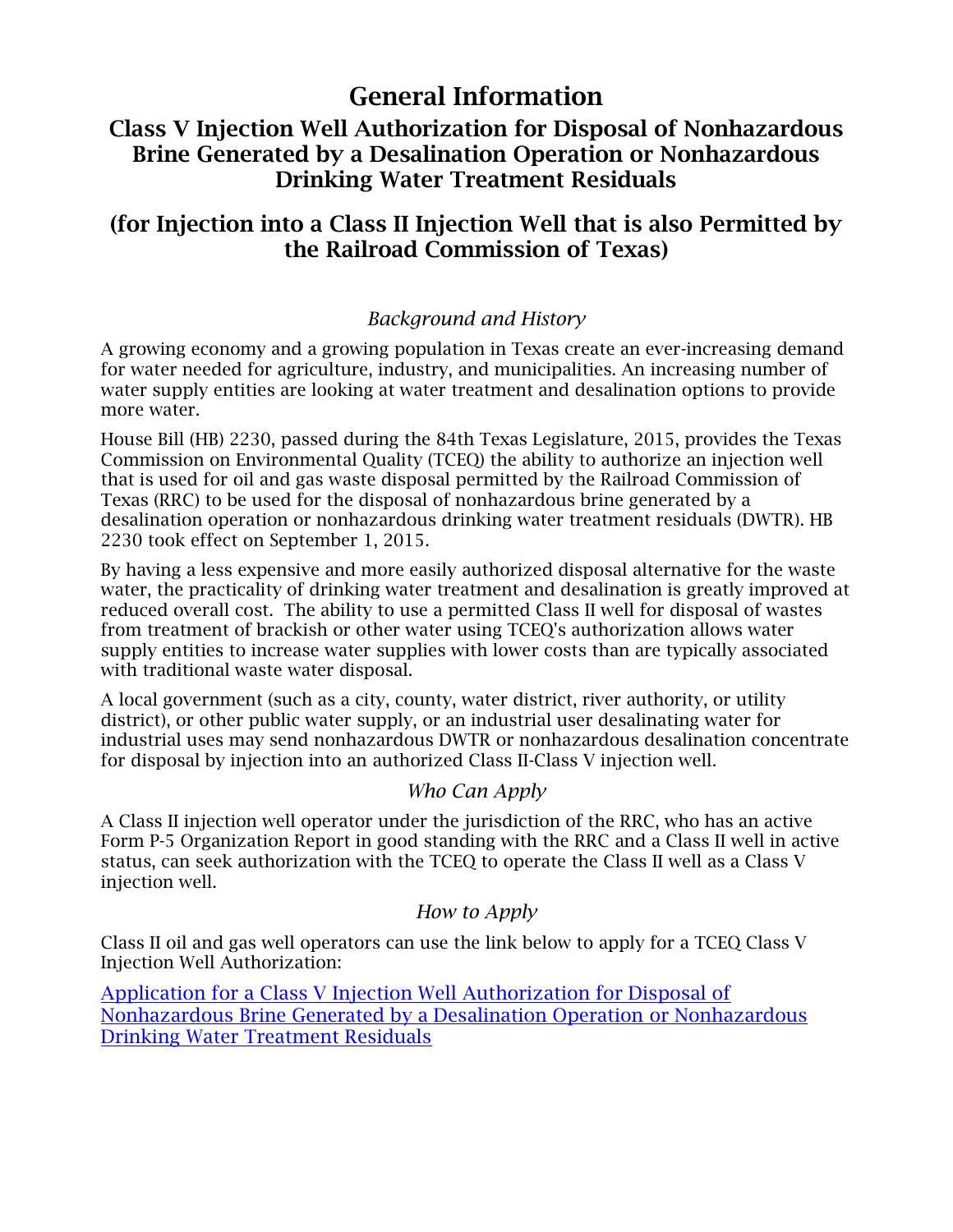# General Information

## Class V Injection Well Authorization for Disposal of Nonhazardous Brine Generated by a Desalination Operation or Nonhazardous Drinking Water Treatment Residuals

## (for Injection into a Class II Injection Well that is also Permitted by the Railroad Commission of Texas)

### *Background and History*

A growing economy and a growing population in Texas create an ever-increasing demand for water needed for agriculture, industry, and municipalities. An increasing number of water supply entities are looking at water treatment and desalination options to provide more water.

House Bill (HB) 2230, passed during the 84th Texas Legislature, 2015, provides the Texas Commission on Environmental Quality (TCEQ) the ability to authorize an injection well that is used for oil and gas waste disposal permitted by the Railroad Commission of Texas (RRC) to be used for the disposal of nonhazardous brine generated by a desalination operation or nonhazardous drinking water treatment residuals (DWTR). HB 2230 took effect on September 1, 2015.

By having a less expensive and more easily authorized disposal alternative for the waste water, the practicality of drinking water treatment and desalination is greatly improved at reduced overall cost. The ability to use a permitted Class II well for disposal of wastes from treatment of brackish or other water using TCEQ's authorization allows water supply entities to increase water supplies with lower costs than are typically associated with traditional waste water disposal.

A local government (such as a city, county, water district, river authority, or utility district), or other public water supply, or an industrial user desalinating water for industrial uses may send nonhazardous DWTR or nonhazardous desalination concentrate for disposal by injection into an authorized Class II-Class V injection well.

### *Who Can Apply*

A Class II injection well operator under the jurisdiction of the RRC, who has an active Form P-5 Organization Report in good standing with the RRC and a Class II well in active status, can seek authorization with the TCEQ to operate the Class II well as a Class V injection well.

### *How to Apply*

Class II oil and gas well operators can use the link below to apply for a TCEQ Class V Injection Well Authorization:

Application for a Class V Injection Well Authorization for Disposal of Nonhazardous Brine Generated by a Desalination Operation or Nonhazardous Drinking Water Treatment Residuals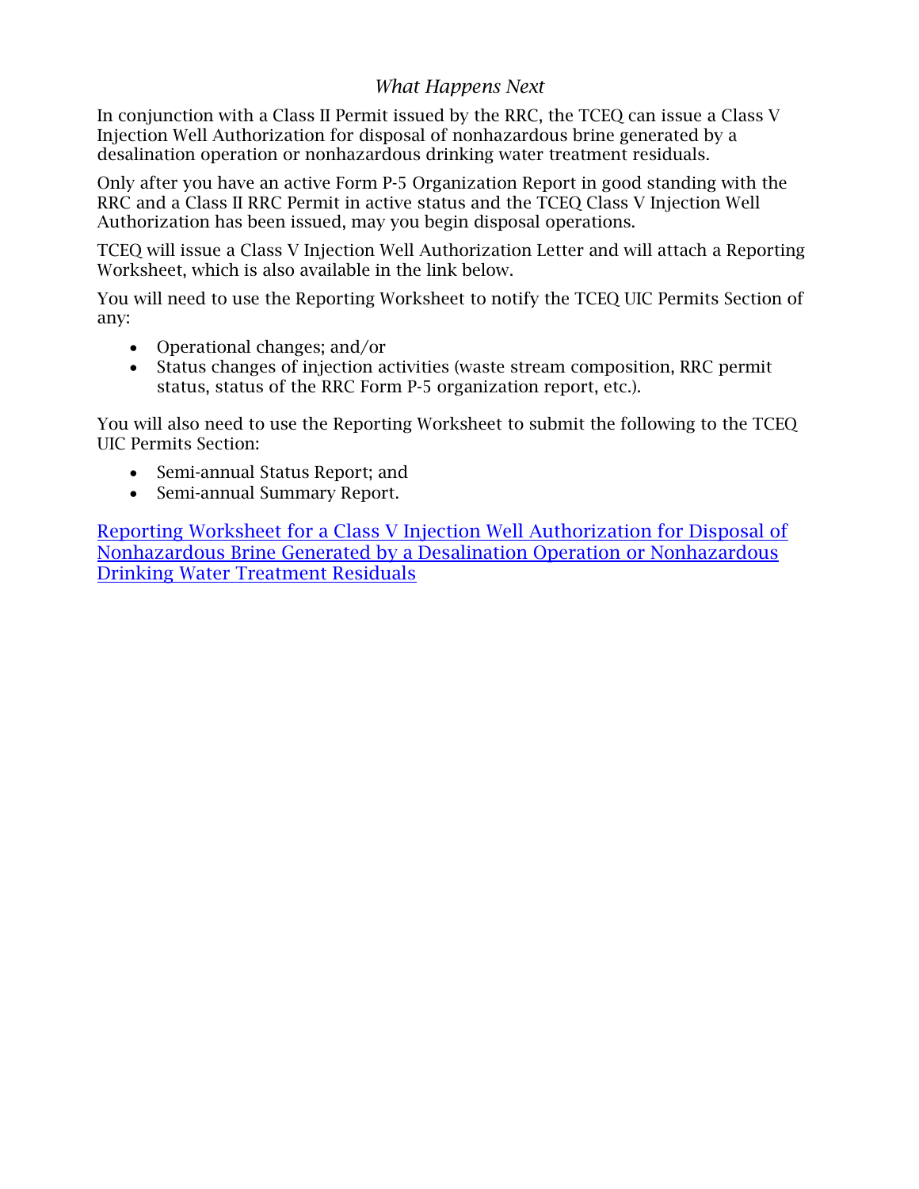## *What Happens Next*

In conjunction with a Class II Permit issued by the RRC, the TCEQ can issue a Class V Injection Well Authorization for disposal of nonhazardous brine generated by a desalination operation or nonhazardous drinking water treatment residuals.

Only after you have an active Form P-5 Organization Report in good standing with the RRC and a Class II RRC Permit in active status and the TCEQ Class V Injection Well Authorization has been issued, may you begin disposal operations.

TCEQ will issue a Class V Injection Well Authorization Letter and will attach a Reporting Worksheet, which is also available in the link below.

You will need to use the Reporting Worksheet to notify the TCEQ UIC Permits Section of any:

- Operational changes; and/or
- Status changes of injection activities (waste stream composition, RRC permit status, status of the RRC Form P-5 organization report, etc.).

You will also need to use the Reporting Worksheet to submit the following to the TCEQ UIC Permits Section:

- Semi-annual Status Report; and
- Semi-annual Summary Report.

Reporting Worksheet for a Class V Injection Well Authorization for Disposal of Nonhazardous Brine Generated by a Desalination Operation or Nonhazardous Drinking Water Treatment Residuals